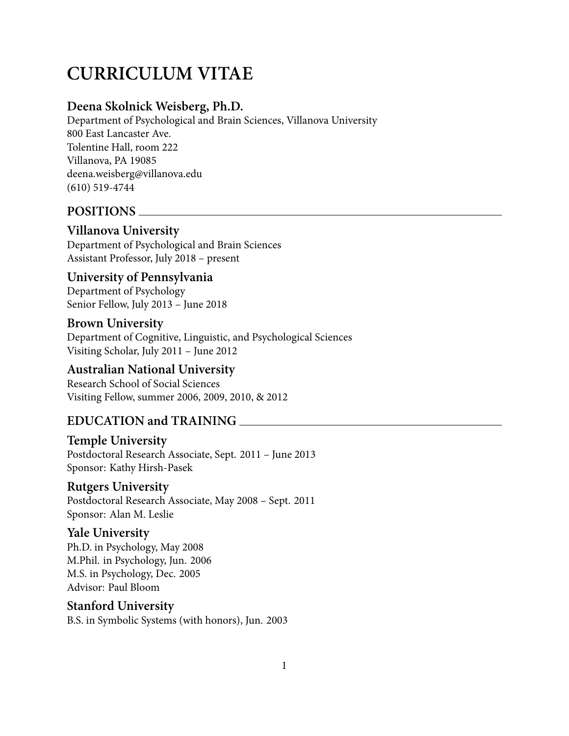# CURRICULUM VITAE

## Deena Skolnick Weisberg, Ph.D.

Department of Psychological and Brain Sciences, Villanova University
800 East Lancaster Ave.
Tolentine Hall, room 222
Villanova, PA 19085
deena.weisberg@villanova.edu
(610) 519-4744

## POSITIONS

### Villanova University

Department of Psychological and Brain Sciences
Assistant Professor, July 2018 – present

### University of Pennsylvania

Department of Psychology
Senior Fellow, July 2013 – June 2018

### Brown University

Department of Cognitive, Linguistic, and Psychological Sciences
Visiting Scholar, July 2011 – June 2012

### Australian National University

Research School of Social Sciences
Visiting Fellow, summer 2006, 2009, 2010, & 2012

## EDUCATION and TRAINING

### Temple University

Postdoctoral Research Associate, Sept. 2011 – June 2013
Sponsor: Kathy Hirsh-Pasek

### Rutgers University

Postdoctoral Research Associate, May 2008 – Sept. 2011
Sponsor: Alan M. Leslie

### Yale University

Ph.D. in Psychology, May 2008
M.Phil. in Psychology, Jun. 2006
M.S. in Psychology, Dec. 2005
Advisor: Paul Bloom

### Stanford University

B.S. in Symbolic Systems (with honors), Jun. 2003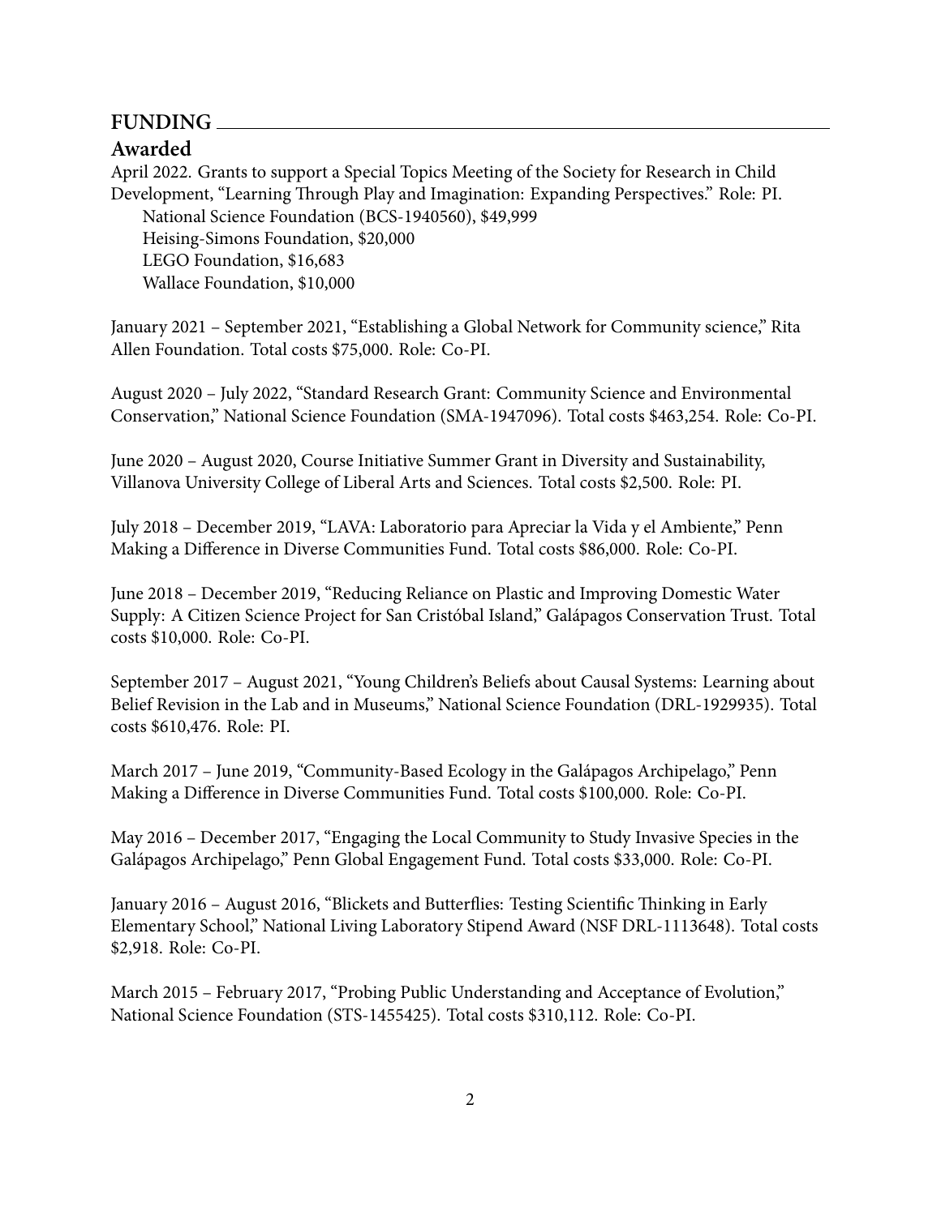## FUNDING

### Awarded

April 2022. Grants to support a Special Topics Meeting of the Society for Research in Child Development, "Learning Through Play and Imagination: Expanding Perspectives." Role: PI.
 National Science Foundation (BCS-1940560), $49,999
 Heising-Simons Foundation, $20,000
 LEGO Foundation, $16,683
 Wallace Foundation, $10,000

January 2021 – September 2021, "Establishing a Global Network for Community science," Rita Allen Foundation. Total costs $75,000. Role: Co-PI.

August 2020 – July 2022, "Standard Research Grant: Community Science and Environmental Conservation," National Science Foundation (SMA-1947096). Total costs $463,254. Role: Co-PI.

June 2020 – August 2020, Course Initiative Summer Grant in Diversity and Sustainability, Villanova University College of Liberal Arts and Sciences. Total costs $2,500. Role: PI.

July 2018 – December 2019, "LAVA: Laboratorio para Apreciar la Vida y el Ambiente," Penn Making a Difference in Diverse Communities Fund. Total costs $86,000. Role: Co-PI.

June 2018 – December 2019, "Reducing Reliance on Plastic and Improving Domestic Water Supply: A Citizen Science Project for San Cristóbal Island," Galápagos Conservation Trust. Total costs $10,000. Role: Co-PI.

September 2017 – August 2021, "Young Children's Beliefs about Causal Systems: Learning about Belief Revision in the Lab and in Museums," National Science Foundation (DRL-1929935). Total costs $610,476. Role: PI.

March 2017 – June 2019, "Community-Based Ecology in the Galápagos Archipelago," Penn Making a Difference in Diverse Communities Fund. Total costs $100,000. Role: Co-PI.

May 2016 – December 2017, "Engaging the Local Community to Study Invasive Species in the Galápagos Archipelago," Penn Global Engagement Fund. Total costs $33,000. Role: Co-PI.

January 2016 – August 2016, "Blickets and Butterflies: Testing Scientific Thinking in Early Elementary School," National Living Laboratory Stipend Award (NSF DRL-1113648). Total costs $2,918. Role: Co-PI.

March 2015 – February 2017, "Probing Public Understanding and Acceptance of Evolution," National Science Foundation (STS-1455425). Total costs $310,112. Role: Co-PI.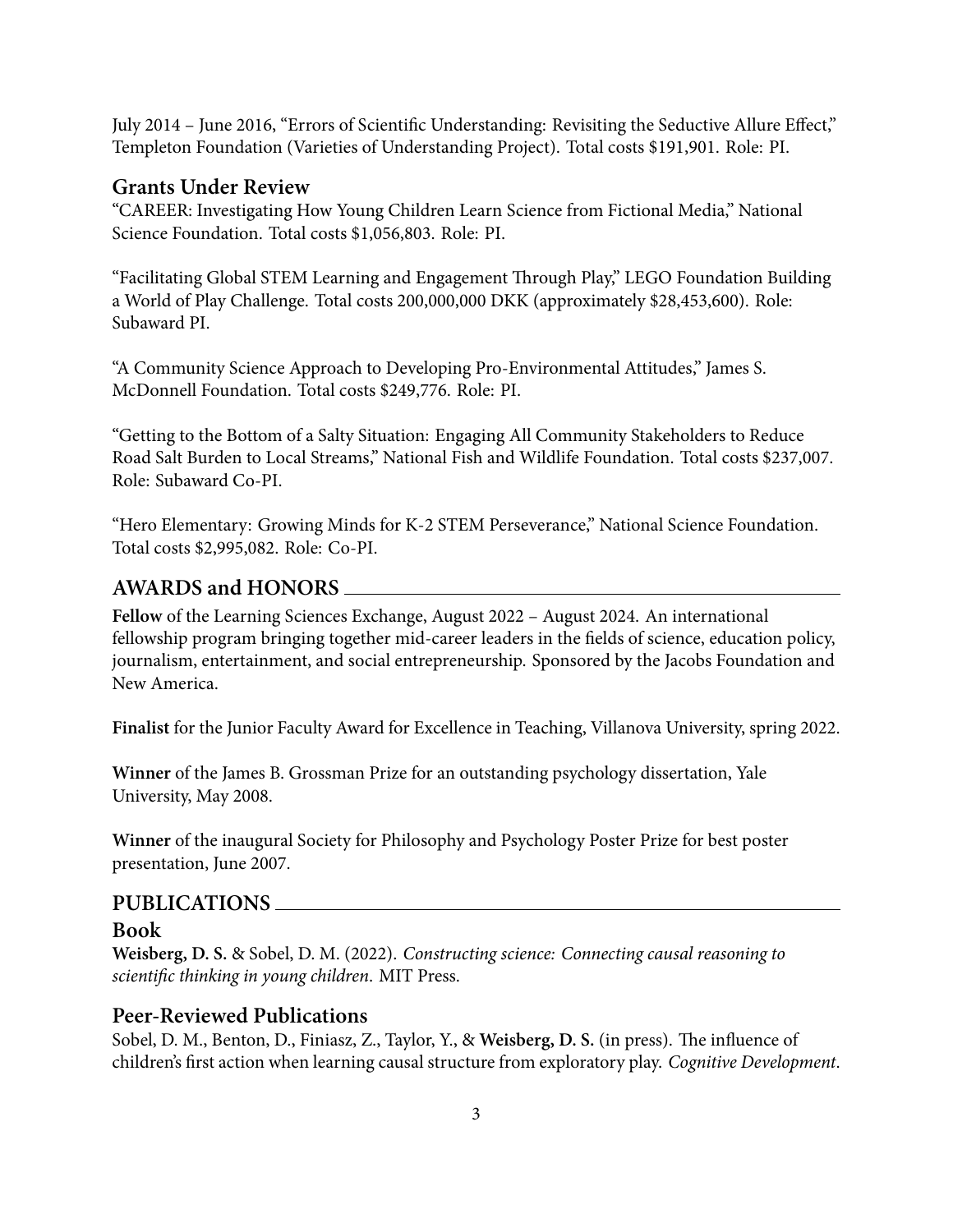July 2014 – June 2016, “Errors of Scientific Understanding: Revisiting the Seductive Allure Effect,” Templeton Foundation (Varieties of Understanding Project). Total costs $191,901. Role: PI.

### Grants Under Review

“CAREER: Investigating How Young Children Learn Science from Fictional Media,” National Science Foundation. Total costs $1,056,803. Role: PI.

“Facilitating Global STEM Learning and Engagement Through Play,” LEGO Foundation Building a World of Play Challenge. Total costs 200,000,000 DKK (approximately $28,453,600). Role: Subaward PI.

“A Community Science Approach to Developing Pro-Environmental Attitudes,” James S. McDonnell Foundation. Total costs $249,776. Role: PI.

“Getting to the Bottom of a Salty Situation: Engaging All Community Stakeholders to Reduce Road Salt Burden to Local Streams,” National Fish and Wildlife Foundation. Total costs $237,007. Role: Subaward Co-PI.

“Hero Elementary: Growing Minds for K-2 STEM Perseverance,” National Science Foundation. Total costs $2,995,082. Role: Co-PI.

## AWARDS and HONORS

**Fellow** of the Learning Sciences Exchange, August 2022 – August 2024. An international fellowship program bringing together mid-career leaders in the fields of science, education policy, journalism, entertainment, and social entrepreneurship. Sponsored by the Jacobs Foundation and New America.

**Finalist** for the Junior Faculty Award for Excellence in Teaching, Villanova University, spring 2022.

**Winner** of the James B. Grossman Prize for an outstanding psychology dissertation, Yale University, May 2008.

**Winner** of the inaugural Society for Philosophy and Psychology Poster Prize for best poster presentation, June 2007.

## PUBLICATIONS

### Book

**Weisberg, D. S.** & Sobel, D. M. (2022). *Constructing science: Connecting causal reasoning to scientific thinking in young children*. MIT Press.

### Peer-Reviewed Publications

Sobel, D. M., Benton, D., Finiasz, Z., Taylor, Y., & **Weisberg, D. S.** (in press). The influence of children’s first action when learning causal structure from exploratory play. *Cognitive Development*.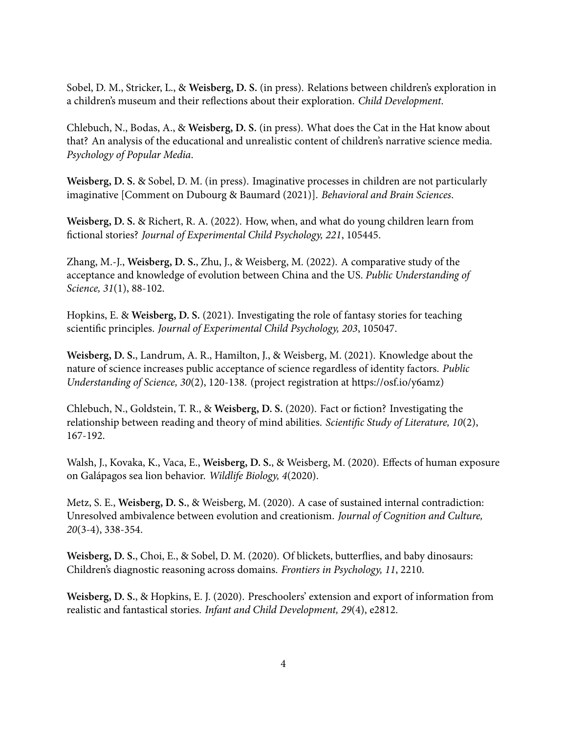Sobel, D. M., Stricker, L., & **Weisberg, D. S.** (in press). Relations between children's exploration in a children's museum and their reflections about their exploration. *Child Development*.

Chlebuch, N., Bodas, A., & **Weisberg, D. S.** (in press). What does the Cat in the Hat know about that? An analysis of the educational and unrealistic content of children's narrative science media. *Psychology of Popular Media*.

**Weisberg, D. S.** & Sobel, D. M. (in press). Imaginative processes in children are not particularly imaginative [Comment on Dubourg & Baumard (2021)]. *Behavioral and Brain Sciences*.

**Weisberg, D. S.** & Richert, R. A. (2022). How, when, and what do young children learn from fictional stories? *Journal of Experimental Child Psychology, 221*, 105445.

Zhang, M.-J., **Weisberg, D. S.**, Zhu, J., & Weisberg, M. (2022). A comparative study of the acceptance and knowledge of evolution between China and the US. *Public Understanding of Science, 31*(1), 88-102.

Hopkins, E. & **Weisberg, D. S.** (2021). Investigating the role of fantasy stories for teaching scientific principles. *Journal of Experimental Child Psychology, 203*, 105047.

**Weisberg, D. S.**, Landrum, A. R., Hamilton, J., & Weisberg, M. (2021). Knowledge about the nature of science increases public acceptance of science regardless of identity factors. *Public Understanding of Science, 30*(2), 120-138. (project registration at https://osf.io/y6amz)

Chlebuch, N., Goldstein, T. R., & **Weisberg, D. S.** (2020). Fact or fiction? Investigating the relationship between reading and theory of mind abilities. *Scientific Study of Literature, 10*(2), 167-192.

Walsh, J., Kovaka, K., Vaca, E., **Weisberg, D. S.**, & Weisberg, M. (2020). Effects of human exposure on Galápagos sea lion behavior. *Wildlife Biology, 4*(2020).

Metz, S. E., **Weisberg, D. S.**, & Weisberg, M. (2020). A case of sustained internal contradiction: Unresolved ambivalence between evolution and creationism. *Journal of Cognition and Culture, 20*(3-4), 338-354.

**Weisberg, D. S.**, Choi, E., & Sobel, D. M. (2020). Of blickets, butterflies, and baby dinosaurs: Children's diagnostic reasoning across domains. *Frontiers in Psychology, 11*, 2210.

**Weisberg, D. S.**, & Hopkins, E. J. (2020). Preschoolers' extension and export of information from realistic and fantastical stories. *Infant and Child Development, 29*(4), e2812.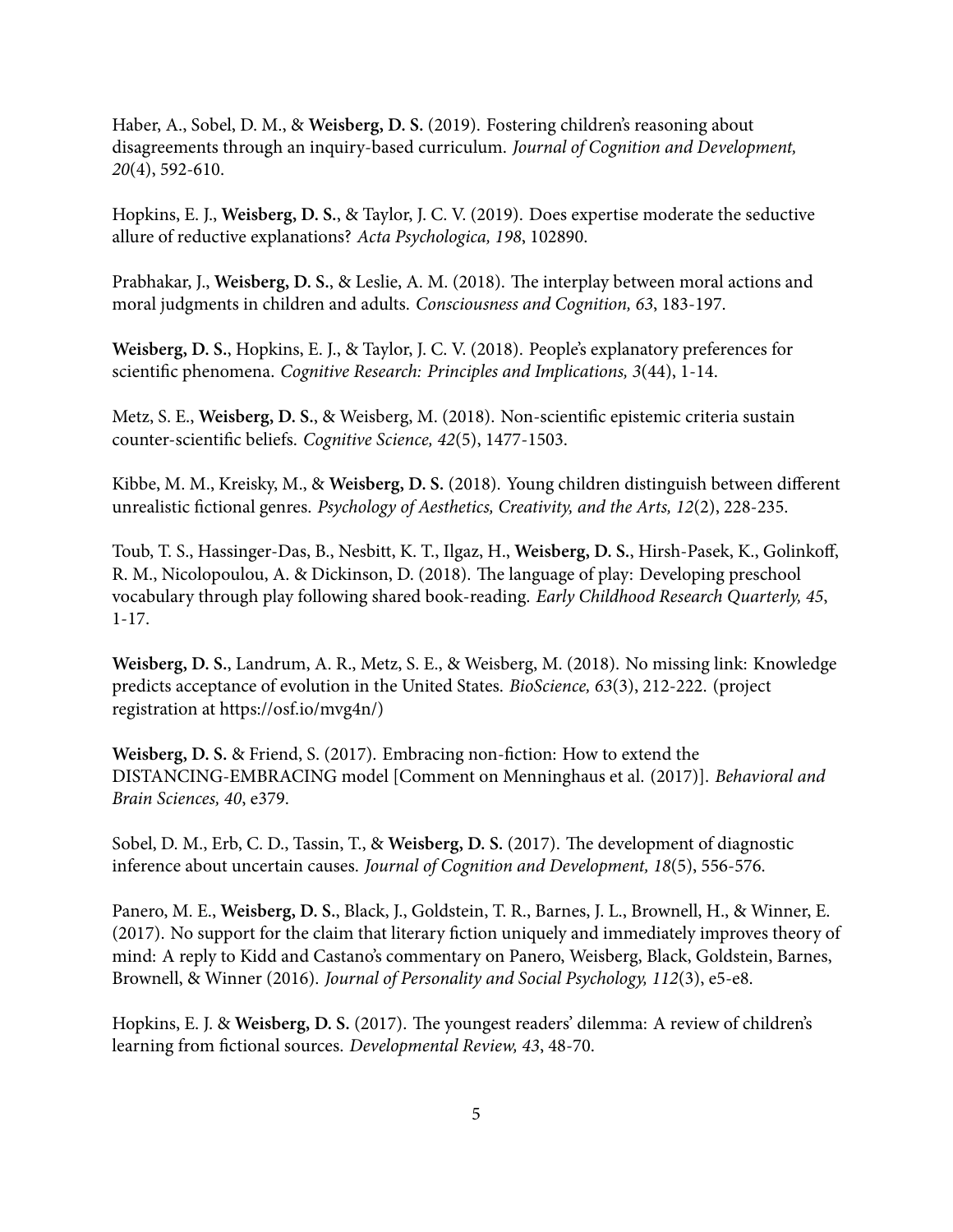Haber, A., Sobel, D. M., & **Weisberg, D. S.** (2019). Fostering children's reasoning about disagreements through an inquiry-based curriculum. *Journal of Cognition and Development, 20*(4), 592-610.

Hopkins, E. J., **Weisberg, D. S.**, & Taylor, J. C. V. (2019). Does expertise moderate the seductive allure of reductive explanations? *Acta Psychologica, 198*, 102890.

Prabhakar, J., **Weisberg, D. S.**, & Leslie, A. M. (2018). The interplay between moral actions and moral judgments in children and adults. *Consciousness and Cognition, 63*, 183-197.

**Weisberg, D. S.**, Hopkins, E. J., & Taylor, J. C. V. (2018). People's explanatory preferences for scientific phenomena. *Cognitive Research: Principles and Implications, 3*(44), 1-14.

Metz, S. E., **Weisberg, D. S.**, & Weisberg, M. (2018). Non-scientific epistemic criteria sustain counter-scientific beliefs. *Cognitive Science, 42*(5), 1477-1503.

Kibbe, M. M., Kreisky, M., & **Weisberg, D. S.** (2018). Young children distinguish between different unrealistic fictional genres. *Psychology of Aesthetics, Creativity, and the Arts, 12*(2), 228-235.

Toub, T. S., Hassinger-Das, B., Nesbitt, K. T., Ilgaz, H., **Weisberg, D. S.**, Hirsh-Pasek, K., Golinkoff, R. M., Nicolopoulou, A. & Dickinson, D. (2018). The language of play: Developing preschool vocabulary through play following shared book-reading. *Early Childhood Research Quarterly, 45*, 1-17.

**Weisberg, D. S.**, Landrum, A. R., Metz, S. E., & Weisberg, M. (2018). No missing link: Knowledge predicts acceptance of evolution in the United States. *BioScience, 63*(3), 212-222. (project registration at https://osf.io/mvg4n/)

**Weisberg, D. S.** & Friend, S. (2017). Embracing non-fiction: How to extend the DISTANCING-EMBRACING model [Comment on Menninghaus et al. (2017)]. *Behavioral and Brain Sciences, 40*, e379.

Sobel, D. M., Erb, C. D., Tassin, T., & **Weisberg, D. S.** (2017). The development of diagnostic inference about uncertain causes. *Journal of Cognition and Development, 18*(5), 556-576.

Panero, M. E., **Weisberg, D. S.**, Black, J., Goldstein, T. R., Barnes, J. L., Brownell, H., & Winner, E. (2017). No support for the claim that literary fiction uniquely and immediately improves theory of mind: A reply to Kidd and Castano's commentary on Panero, Weisberg, Black, Goldstein, Barnes, Brownell, & Winner (2016). *Journal of Personality and Social Psychology, 112*(3), e5-e8.

Hopkins, E. J. & **Weisberg, D. S.** (2017). The youngest readers' dilemma: A review of children's learning from fictional sources. *Developmental Review, 43*, 48-70.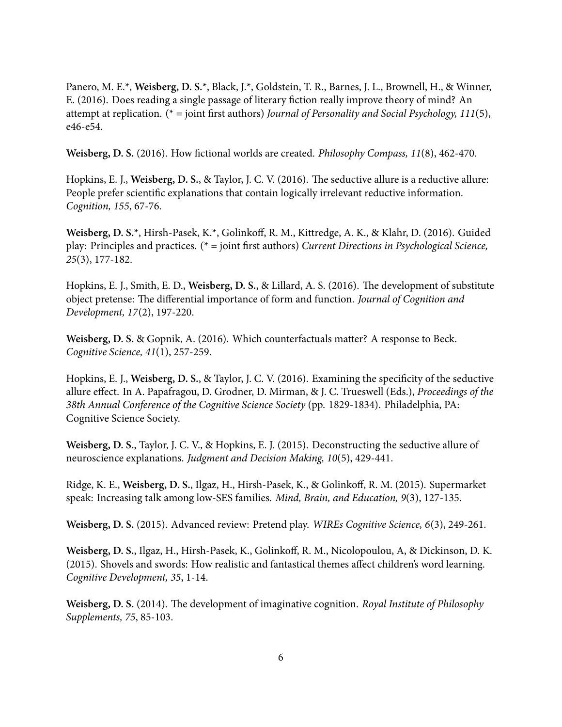Panero, M. E.*, **Weisberg, D. S.***, Black, J.*, Goldstein, T. R., Barnes, J. L., Brownell, H., & Winner, E. (2016). Does reading a single passage of literary fiction really improve theory of mind? An attempt at replication. (* = joint first authors) *Journal of Personality and Social Psychology, 111*(5), e46-e54.

**Weisberg, D. S.** (2016). How fictional worlds are created. *Philosophy Compass, 11*(8), 462-470.

Hopkins, E. J., **Weisberg, D. S.**, & Taylor, J. C. V. (2016). The seductive allure is a reductive allure: People prefer scientific explanations that contain logically irrelevant reductive information. *Cognition, 155*, 67-76.

**Weisberg, D. S.***, Hirsh-Pasek, K.*, Golinkoff, R. M., Kittredge, A. K., & Klahr, D. (2016). Guided play: Principles and practices. (* = joint first authors) *Current Directions in Psychological Science, 25*(3), 177-182.

Hopkins, E. J., Smith, E. D., **Weisberg, D. S.**, & Lillard, A. S. (2016). The development of substitute object pretense: The differential importance of form and function. *Journal of Cognition and Development, 17*(2), 197-220.

**Weisberg, D. S.** & Gopnik, A. (2016). Which counterfactuals matter? A response to Beck. *Cognitive Science, 41*(1), 257-259.

Hopkins, E. J., **Weisberg, D. S.**, & Taylor, J. C. V. (2016). Examining the specificity of the seductive allure effect. In A. Papafragou, D. Grodner, D. Mirman, & J. C. Trueswell (Eds.), *Proceedings of the 38th Annual Conference of the Cognitive Science Society* (pp. 1829-1834). Philadelphia, PA: Cognitive Science Society.

**Weisberg, D. S.**, Taylor, J. C. V., & Hopkins, E. J. (2015). Deconstructing the seductive allure of neuroscience explanations. *Judgment and Decision Making, 10*(5), 429-441.

Ridge, K. E., **Weisberg, D. S.**, Ilgaz, H., Hirsh-Pasek, K., & Golinkoff, R. M. (2015). Supermarket speak: Increasing talk among low-SES families. *Mind, Brain, and Education, 9*(3), 127-135.

**Weisberg, D. S.** (2015). Advanced review: Pretend play. *WIREs Cognitive Science, 6*(3), 249-261.

**Weisberg, D. S.**, Ilgaz, H., Hirsh-Pasek, K., Golinkoff, R. M., Nicolopoulou, A, & Dickinson, D. K. (2015). Shovels and swords: How realistic and fantastical themes affect children's word learning. *Cognitive Development, 35*, 1-14.

**Weisberg, D. S.** (2014). The development of imaginative cognition. *Royal Institute of Philosophy Supplements, 75*, 85-103.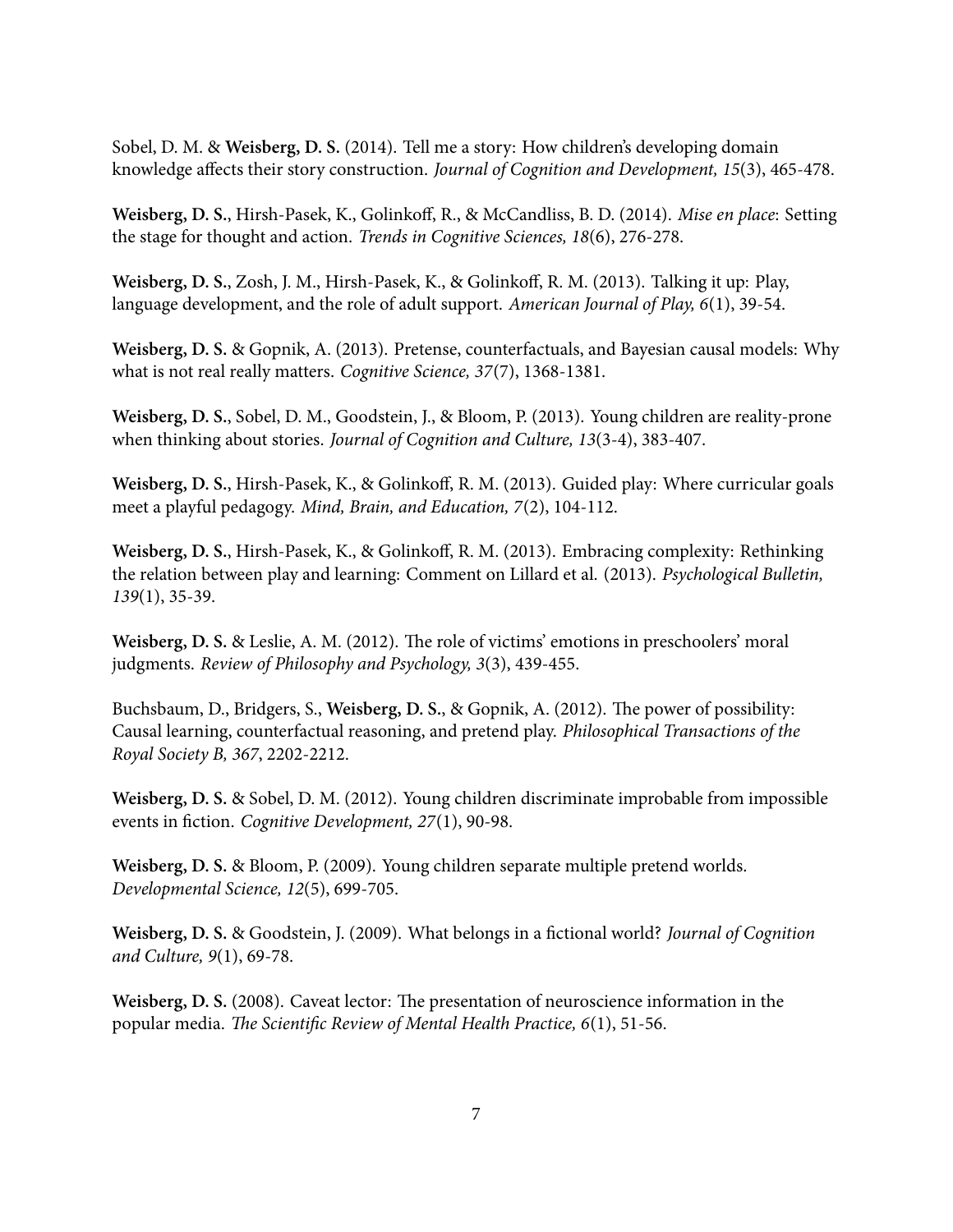Sobel, D. M. & **Weisberg, D. S.** (2014). Tell me a story: How children's developing domain knowledge affects their story construction. *Journal of Cognition and Development, 15*(3), 465-478.

**Weisberg, D. S.**, Hirsh-Pasek, K., Golinkoff, R., & McCandliss, B. D. (2014). *Mise en place*: Setting the stage for thought and action. *Trends in Cognitive Sciences, 18*(6), 276-278.

**Weisberg, D. S.**, Zosh, J. M., Hirsh-Pasek, K., & Golinkoff, R. M. (2013). Talking it up: Play, language development, and the role of adult support. *American Journal of Play, 6*(1), 39-54.

**Weisberg, D. S.** & Gopnik, A. (2013). Pretense, counterfactuals, and Bayesian causal models: Why what is not real really matters. *Cognitive Science, 37*(7), 1368-1381.

**Weisberg, D. S.**, Sobel, D. M., Goodstein, J., & Bloom, P. (2013). Young children are reality-prone when thinking about stories. *Journal of Cognition and Culture, 13*(3-4), 383-407.

**Weisberg, D. S.**, Hirsh-Pasek, K., & Golinkoff, R. M. (2013). Guided play: Where curricular goals meet a playful pedagogy. *Mind, Brain, and Education, 7*(2), 104-112.

**Weisberg, D. S.**, Hirsh-Pasek, K., & Golinkoff, R. M. (2013). Embracing complexity: Rethinking the relation between play and learning: Comment on Lillard et al. (2013). *Psychological Bulletin, 139*(1), 35-39.

**Weisberg, D. S.** & Leslie, A. M. (2012). The role of victims' emotions in preschoolers' moral judgments. *Review of Philosophy and Psychology, 3*(3), 439-455.

Buchsbaum, D., Bridgers, S., **Weisberg, D. S.**, & Gopnik, A. (2012). The power of possibility: Causal learning, counterfactual reasoning, and pretend play. *Philosophical Transactions of the Royal Society B, 367*, 2202-2212.

**Weisberg, D. S.** & Sobel, D. M. (2012). Young children discriminate improbable from impossible events in fiction. *Cognitive Development, 27*(1), 90-98.

**Weisberg, D. S.** & Bloom, P. (2009). Young children separate multiple pretend worlds. *Developmental Science, 12*(5), 699-705.

**Weisberg, D. S.** & Goodstein, J. (2009). What belongs in a fictional world? *Journal of Cognition and Culture, 9*(1), 69-78.

**Weisberg, D. S.** (2008). Caveat lector: The presentation of neuroscience information in the popular media. *The Scientific Review of Mental Health Practice, 6*(1), 51-56.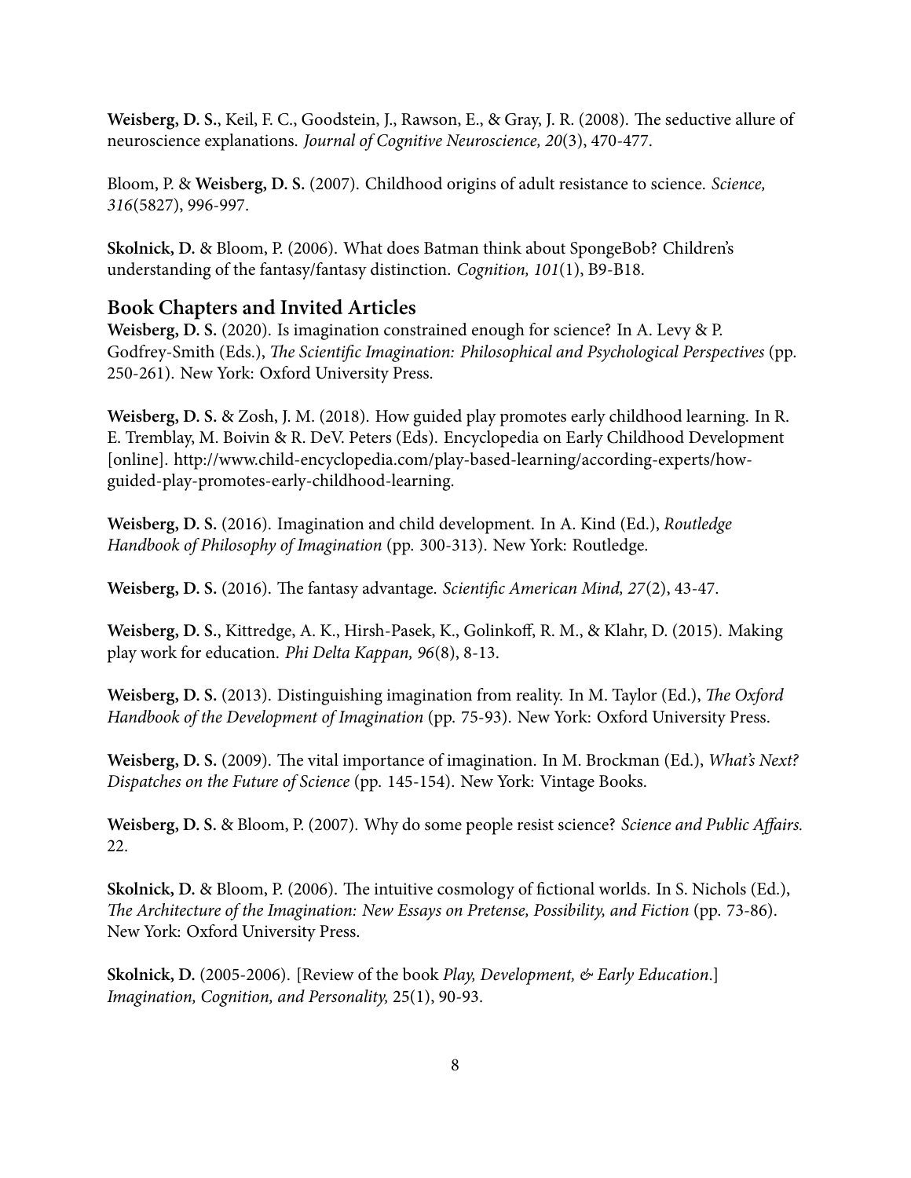**Weisberg, D. S.**, Keil, F. C., Goodstein, J., Rawson, E., & Gray, J. R. (2008). The seductive allure of neuroscience explanations. *Journal of Cognitive Neuroscience, 20*(3), 470-477.

Bloom, P. & **Weisberg, D. S.** (2007). Childhood origins of adult resistance to science. *Science, 316*(5827), 996-997.

**Skolnick, D.** & Bloom, P. (2006). What does Batman think about SpongeBob? Children's understanding of the fantasy/fantasy distinction. *Cognition, 101*(1), B9-B18.

## Book Chapters and Invited Articles

**Weisberg, D. S.** (2020). Is imagination constrained enough for science? In A. Levy & P. Godfrey-Smith (Eds.), *The Scientific Imagination: Philosophical and Psychological Perspectives* (pp. 250-261). New York: Oxford University Press.

**Weisberg, D. S.** & Zosh, J. M. (2018). How guided play promotes early childhood learning. In R. E. Tremblay, M. Boivin & R. DeV. Peters (Eds). Encyclopedia on Early Childhood Development [online]. http://www.child-encyclopedia.com/play-based-learning/according-experts/how-guided-play-promotes-early-childhood-learning.

**Weisberg, D. S.** (2016). Imagination and child development. In A. Kind (Ed.), *Routledge Handbook of Philosophy of Imagination* (pp. 300-313). New York: Routledge.

**Weisberg, D. S.** (2016). The fantasy advantage. *Scientific American Mind, 27*(2), 43-47.

**Weisberg, D. S.**, Kittredge, A. K., Hirsh-Pasek, K., Golinkoff, R. M., & Klahr, D. (2015). Making play work for education. *Phi Delta Kappan, 96*(8), 8-13.

**Weisberg, D. S.** (2013). Distinguishing imagination from reality. In M. Taylor (Ed.), *The Oxford Handbook of the Development of Imagination* (pp. 75-93). New York: Oxford University Press.

**Weisberg, D. S.** (2009). The vital importance of imagination. In M. Brockman (Ed.), *What's Next? Dispatches on the Future of Science* (pp. 145-154). New York: Vintage Books.

**Weisberg, D. S.** & Bloom, P. (2007). Why do some people resist science? *Science and Public Affairs.* 22.

**Skolnick, D.** & Bloom, P. (2006). The intuitive cosmology of fictional worlds. In S. Nichols (Ed.), *The Architecture of the Imagination: New Essays on Pretense, Possibility, and Fiction* (pp. 73-86). New York: Oxford University Press.

**Skolnick, D.** (2005-2006). [Review of the book *Play, Development, & Early Education*.] *Imagination, Cognition, and Personality,* 25(1), 90-93.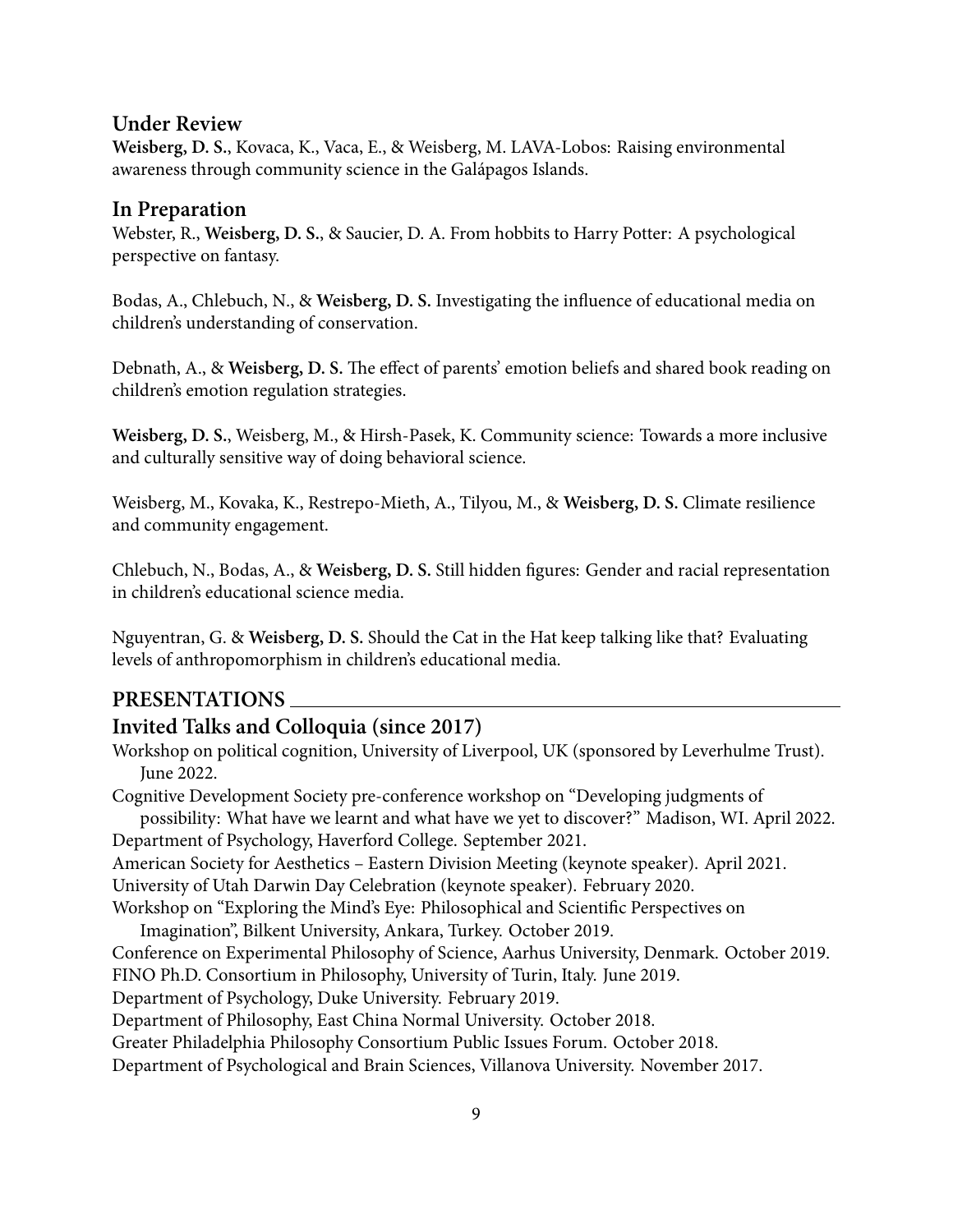### Under Review

**Weisberg, D. S.**, Kovaca, K., Vaca, E., & Weisberg, M. LAVA-Lobos: Raising environmental awareness through community science in the Galápagos Islands.

### In Preparation

Webster, R., **Weisberg, D. S.**, & Saucier, D. A. From hobbits to Harry Potter: A psychological perspective on fantasy.

Bodas, A., Chlebuch, N., & **Weisberg, D. S.** Investigating the influence of educational media on children's understanding of conservation.

Debnath, A., & **Weisberg, D. S.** The effect of parents' emotion beliefs and shared book reading on children's emotion regulation strategies.

**Weisberg, D. S.**, Weisberg, M., & Hirsh-Pasek, K. Community science: Towards a more inclusive and culturally sensitive way of doing behavioral science.

Weisberg, M., Kovaka, K., Restrepo-Mieth, A., Tilyou, M., & **Weisberg, D. S.** Climate resilience and community engagement.

Chlebuch, N., Bodas, A., & **Weisberg, D. S.** Still hidden figures: Gender and racial representation in children's educational science media.

Nguyentran, G. & **Weisberg, D. S.** Should the Cat in the Hat keep talking like that? Evaluating levels of anthropomorphism in children's educational media.

## PRESENTATIONS

### Invited Talks and Colloquia (since 2017)

Workshop on political cognition, University of Liverpool, UK (sponsored by Leverhulme Trust). June 2022.

Cognitive Development Society pre-conference workshop on "Developing judgments of possibility: What have we learnt and what have we yet to discover?" Madison, WI. April 2022.

Department of Psychology, Haverford College. September 2021.

American Society for Aesthetics – Eastern Division Meeting (keynote speaker). April 2021.

University of Utah Darwin Day Celebration (keynote speaker). February 2020.

Workshop on "Exploring the Mind's Eye: Philosophical and Scientific Perspectives on Imagination", Bilkent University, Ankara, Turkey. October 2019.

Conference on Experimental Philosophy of Science, Aarhus University, Denmark. October 2019.

FINO Ph.D. Consortium in Philosophy, University of Turin, Italy. June 2019.

Department of Psychology, Duke University. February 2019.

Department of Philosophy, East China Normal University. October 2018.

Greater Philadelphia Philosophy Consortium Public Issues Forum. October 2018.

Department of Psychological and Brain Sciences, Villanova University. November 2017.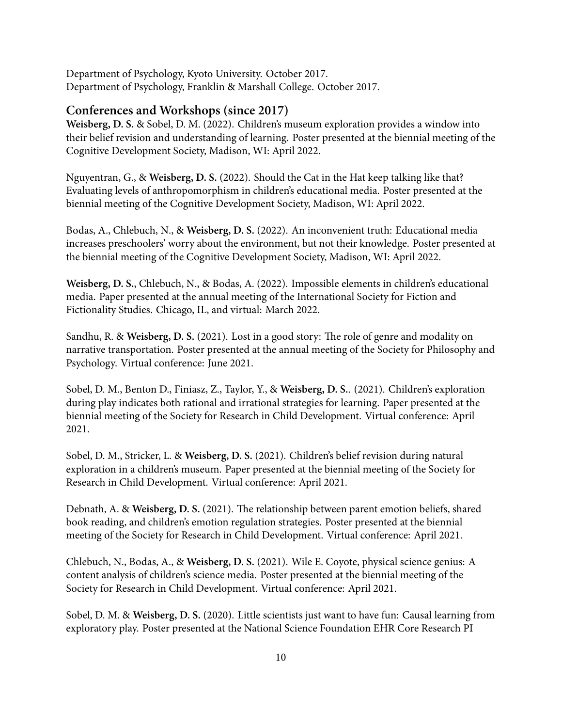Department of Psychology, Kyoto University. October 2017.
Department of Psychology, Franklin & Marshall College. October 2017.

## Conferences and Workshops (since 2017)

**Weisberg, D. S.** & Sobel, D. M. (2022). Children's museum exploration provides a window into their belief revision and understanding of learning. Poster presented at the biennial meeting of the Cognitive Development Society, Madison, WI: April 2022.

Nguyentran, G., & **Weisberg, D. S.** (2022). Should the Cat in the Hat keep talking like that? Evaluating levels of anthropomorphism in children's educational media. Poster presented at the biennial meeting of the Cognitive Development Society, Madison, WI: April 2022.

Bodas, A., Chlebuch, N., & **Weisberg, D. S.** (2022). An inconvenient truth: Educational media increases preschoolers' worry about the environment, but not their knowledge. Poster presented at the biennial meeting of the Cognitive Development Society, Madison, WI: April 2022.

**Weisberg, D. S.**, Chlebuch, N., & Bodas, A. (2022). Impossible elements in children's educational media. Paper presented at the annual meeting of the International Society for Fiction and Fictionality Studies. Chicago, IL, and virtual: March 2022.

Sandhu, R. & **Weisberg, D. S.** (2021). Lost in a good story: The role of genre and modality on narrative transportation. Poster presented at the annual meeting of the Society for Philosophy and Psychology. Virtual conference: June 2021.

Sobel, D. M., Benton D., Finiasz, Z., Taylor, Y., & **Weisberg, D. S.**. (2021). Children's exploration during play indicates both rational and irrational strategies for learning. Paper presented at the biennial meeting of the Society for Research in Child Development. Virtual conference: April 2021.

Sobel, D. M., Stricker, L. & **Weisberg, D. S.** (2021). Children's belief revision during natural exploration in a children's museum. Paper presented at the biennial meeting of the Society for Research in Child Development. Virtual conference: April 2021.

Debnath, A. & **Weisberg, D. S.** (2021). The relationship between parent emotion beliefs, shared book reading, and children's emotion regulation strategies. Poster presented at the biennial meeting of the Society for Research in Child Development. Virtual conference: April 2021.

Chlebuch, N., Bodas, A., & **Weisberg, D. S.** (2021). Wile E. Coyote, physical science genius: A content analysis of children's science media. Poster presented at the biennial meeting of the Society for Research in Child Development. Virtual conference: April 2021.

Sobel, D. M. & **Weisberg, D. S.** (2020). Little scientists just want to have fun: Causal learning from exploratory play. Poster presented at the National Science Foundation EHR Core Research PI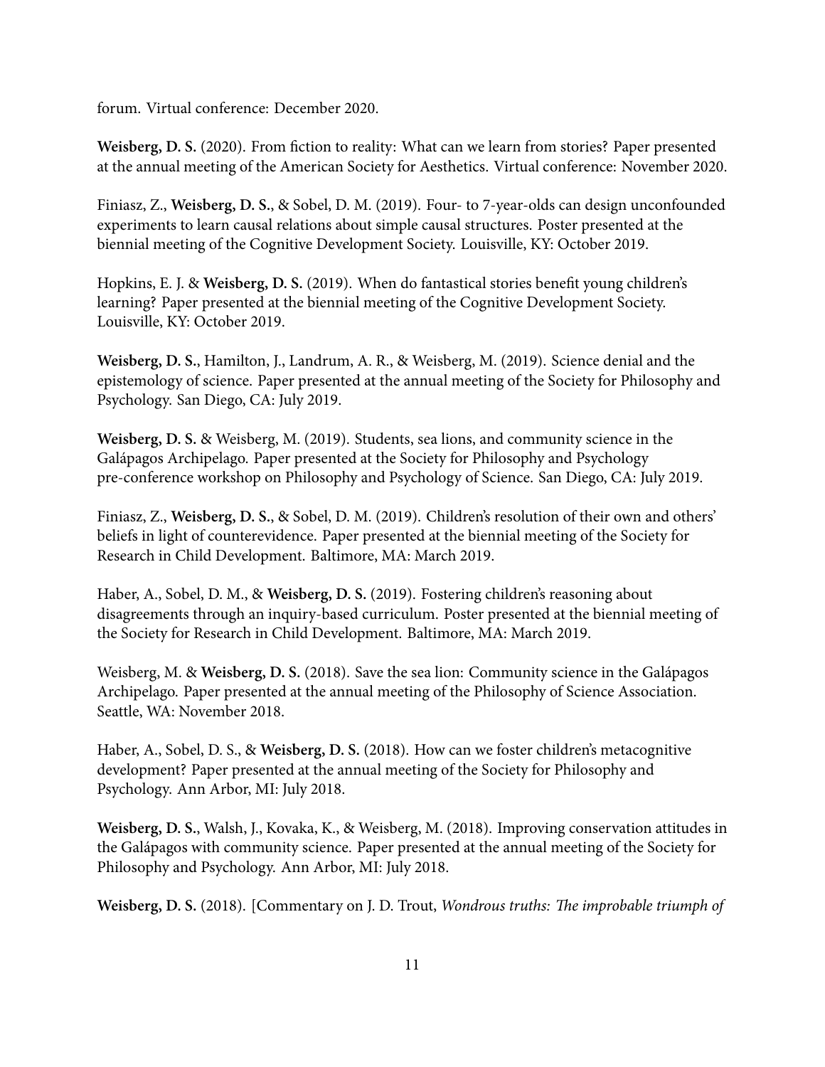forum. Virtual conference: December 2020.

**Weisberg, D. S.** (2020). From fiction to reality: What can we learn from stories? Paper presented at the annual meeting of the American Society for Aesthetics. Virtual conference: November 2020.

Finiasz, Z., **Weisberg, D. S.**, & Sobel, D. M. (2019). Four- to 7-year-olds can design unconfounded experiments to learn causal relations about simple causal structures. Poster presented at the biennial meeting of the Cognitive Development Society. Louisville, KY: October 2019.

Hopkins, E. J. & **Weisberg, D. S.** (2019). When do fantastical stories benefit young children's learning? Paper presented at the biennial meeting of the Cognitive Development Society. Louisville, KY: October 2019.

**Weisberg, D. S.**, Hamilton, J., Landrum, A. R., & Weisberg, M. (2019). Science denial and the epistemology of science. Paper presented at the annual meeting of the Society for Philosophy and Psychology. San Diego, CA: July 2019.

**Weisberg, D. S.** & Weisberg, M. (2019). Students, sea lions, and community science in the Galápagos Archipelago. Paper presented at the Society for Philosophy and Psychology pre-conference workshop on Philosophy and Psychology of Science. San Diego, CA: July 2019.

Finiasz, Z., **Weisberg, D. S.**, & Sobel, D. M. (2019). Children's resolution of their own and others' beliefs in light of counterevidence. Paper presented at the biennial meeting of the Society for Research in Child Development. Baltimore, MA: March 2019.

Haber, A., Sobel, D. M., & **Weisberg, D. S.** (2019). Fostering children's reasoning about disagreements through an inquiry-based curriculum. Poster presented at the biennial meeting of the Society for Research in Child Development. Baltimore, MA: March 2019.

Weisberg, M. & **Weisberg, D. S.** (2018). Save the sea lion: Community science in the Galápagos Archipelago. Paper presented at the annual meeting of the Philosophy of Science Association. Seattle, WA: November 2018.

Haber, A., Sobel, D. S., & **Weisberg, D. S.** (2018). How can we foster children's metacognitive development? Paper presented at the annual meeting of the Society for Philosophy and Psychology. Ann Arbor, MI: July 2018.

**Weisberg, D. S.**, Walsh, J., Kovaka, K., & Weisberg, M. (2018). Improving conservation attitudes in the Galápagos with community science. Paper presented at the annual meeting of the Society for Philosophy and Psychology. Ann Arbor, MI: July 2018.

**Weisberg, D. S.** (2018). [Commentary on J. D. Trout, *Wondrous truths: The improbable triumph of*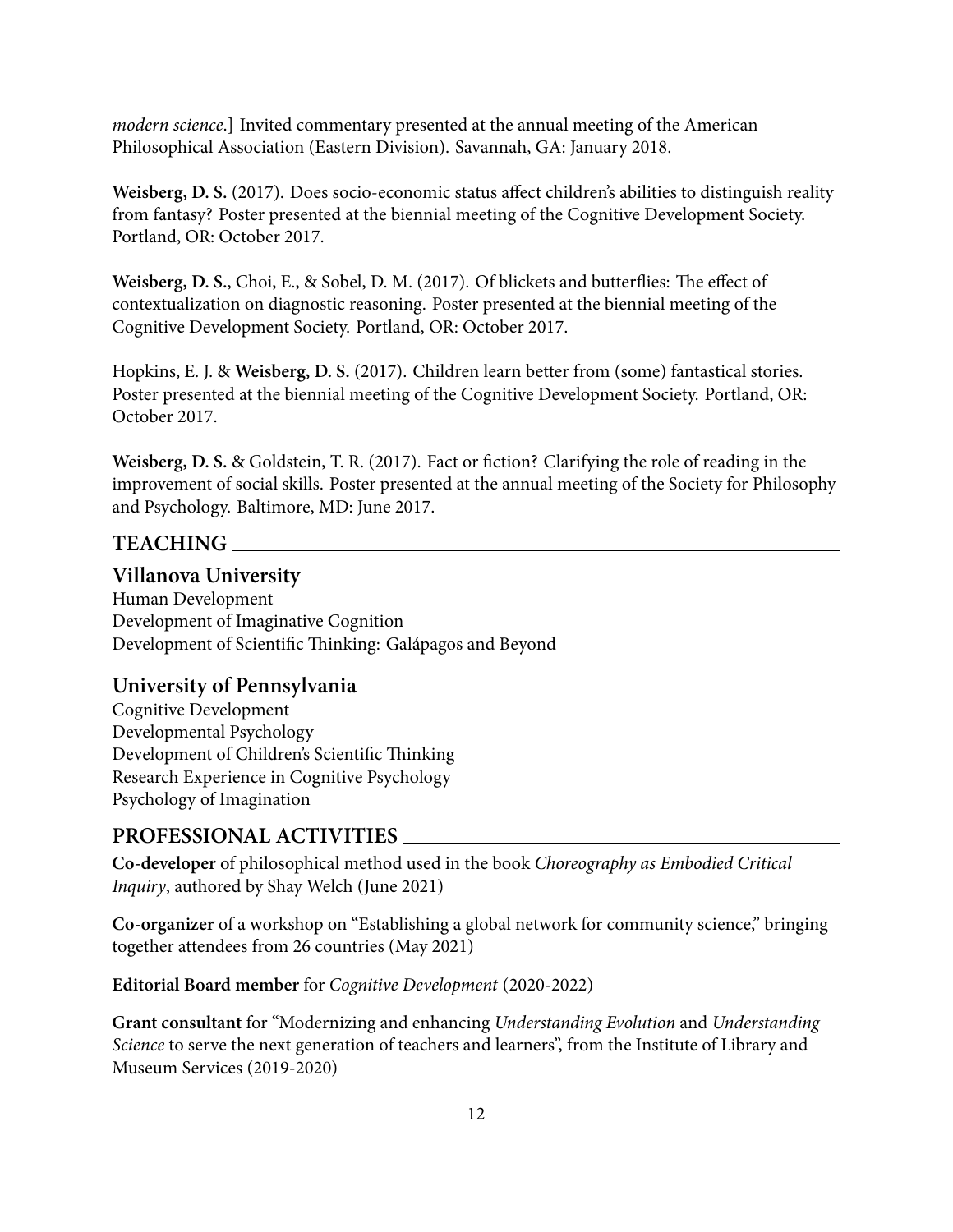*modern science*.] Invited commentary presented at the annual meeting of the American Philosophical Association (Eastern Division). Savannah, GA: January 2018.

**Weisberg, D. S.** (2017). Does socio-economic status affect children's abilities to distinguish reality from fantasy? Poster presented at the biennial meeting of the Cognitive Development Society. Portland, OR: October 2017.

**Weisberg, D. S.**, Choi, E., & Sobel, D. M. (2017). Of blickets and butterflies: The effect of contextualization on diagnostic reasoning. Poster presented at the biennial meeting of the Cognitive Development Society. Portland, OR: October 2017.

Hopkins, E. J. & **Weisberg, D. S.** (2017). Children learn better from (some) fantastical stories. Poster presented at the biennial meeting of the Cognitive Development Society. Portland, OR: October 2017.

**Weisberg, D. S.** & Goldstein, T. R. (2017). Fact or fiction? Clarifying the role of reading in the improvement of social skills. Poster presented at the annual meeting of the Society for Philosophy and Psychology. Baltimore, MD: June 2017.

## TEACHING

### Villanova University

Human Development
Development of Imaginative Cognition
Development of Scientific Thinking: Galápagos and Beyond

### University of Pennsylvania

Cognitive Development
Developmental Psychology
Development of Children's Scientific Thinking
Research Experience in Cognitive Psychology
Psychology of Imagination

## PROFESSIONAL ACTIVITIES

**Co-developer** of philosophical method used in the book *Choreography as Embodied Critical Inquiry*, authored by Shay Welch (June 2021)

**Co-organizer** of a workshop on "Establishing a global network for community science," bringing together attendees from 26 countries (May 2021)

**Editorial Board member** for *Cognitive Development* (2020-2022)

**Grant consultant** for "Modernizing and enhancing *Understanding Evolution* and *Understanding Science* to serve the next generation of teachers and learners", from the Institute of Library and Museum Services (2019-2020)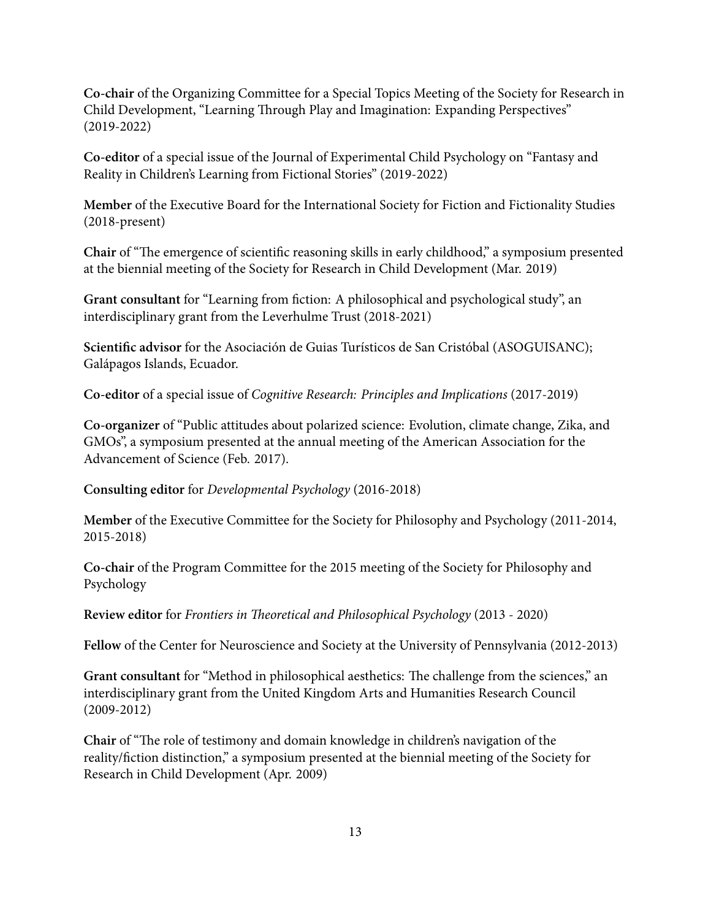**Co-chair** of the Organizing Committee for a Special Topics Meeting of the Society for Research in Child Development, "Learning Through Play and Imagination: Expanding Perspectives" (2019-2022)

**Co-editor** of a special issue of the Journal of Experimental Child Psychology on "Fantasy and Reality in Children's Learning from Fictional Stories" (2019-2022)

**Member** of the Executive Board for the International Society for Fiction and Fictionality Studies (2018-present)

**Chair** of "The emergence of scientific reasoning skills in early childhood," a symposium presented at the biennial meeting of the Society for Research in Child Development (Mar. 2019)

**Grant consultant** for "Learning from fiction: A philosophical and psychological study", an interdisciplinary grant from the Leverhulme Trust (2018-2021)

**Scientific advisor** for the Asociación de Guias Turísticos de San Cristóbal (ASOGUISANC); Galápagos Islands, Ecuador.

**Co-editor** of a special issue of *Cognitive Research: Principles and Implications* (2017-2019)

**Co-organizer** of "Public attitudes about polarized science: Evolution, climate change, Zika, and GMOs", a symposium presented at the annual meeting of the American Association for the Advancement of Science (Feb. 2017).

**Consulting editor** for *Developmental Psychology* (2016-2018)

**Member** of the Executive Committee for the Society for Philosophy and Psychology (2011-2014, 2015-2018)

**Co-chair** of the Program Committee for the 2015 meeting of the Society for Philosophy and Psychology

**Review editor** for *Frontiers in Theoretical and Philosophical Psychology* (2013 - 2020)

**Fellow** of the Center for Neuroscience and Society at the University of Pennsylvania (2012-2013)

**Grant consultant** for "Method in philosophical aesthetics: The challenge from the sciences," an interdisciplinary grant from the United Kingdom Arts and Humanities Research Council (2009-2012)

**Chair** of "The role of testimony and domain knowledge in children's navigation of the reality/fiction distinction," a symposium presented at the biennial meeting of the Society for Research in Child Development (Apr. 2009)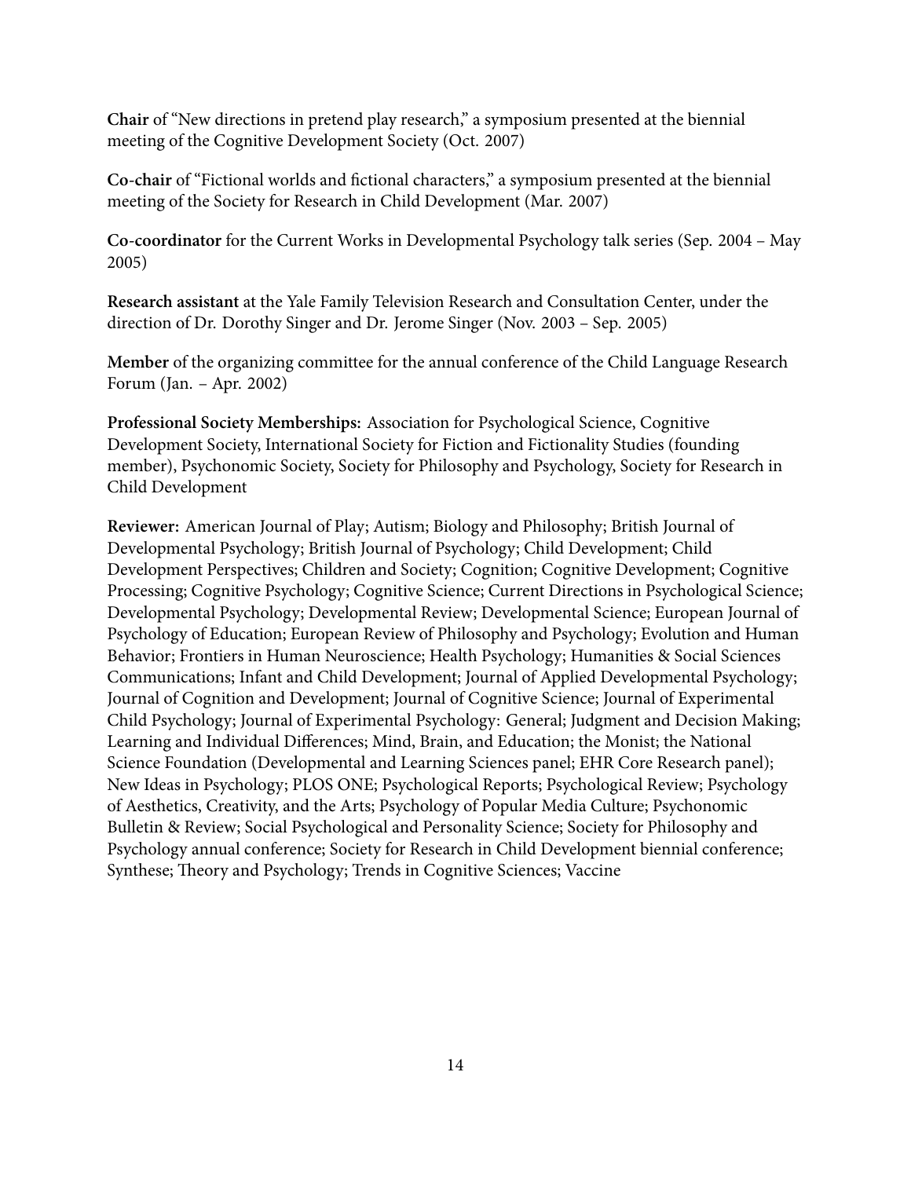**Chair** of "New directions in pretend play research," a symposium presented at the biennial meeting of the Cognitive Development Society (Oct. 2007)

**Co-chair** of "Fictional worlds and fictional characters," a symposium presented at the biennial meeting of the Society for Research in Child Development (Mar. 2007)

**Co-coordinator** for the Current Works in Developmental Psychology talk series (Sep. 2004 – May 2005)

**Research assistant** at the Yale Family Television Research and Consultation Center, under the direction of Dr. Dorothy Singer and Dr. Jerome Singer (Nov. 2003 – Sep. 2005)

**Member** of the organizing committee for the annual conference of the Child Language Research Forum (Jan. – Apr. 2002)

**Professional Society Memberships:** Association for Psychological Science, Cognitive Development Society, International Society for Fiction and Fictionality Studies (founding member), Psychonomic Society, Society for Philosophy and Psychology, Society for Research in Child Development

**Reviewer:** American Journal of Play; Autism; Biology and Philosophy; British Journal of Developmental Psychology; British Journal of Psychology; Child Development; Child Development Perspectives; Children and Society; Cognition; Cognitive Development; Cognitive Processing; Cognitive Psychology; Cognitive Science; Current Directions in Psychological Science; Developmental Psychology; Developmental Review; Developmental Science; European Journal of Psychology of Education; European Review of Philosophy and Psychology; Evolution and Human Behavior; Frontiers in Human Neuroscience; Health Psychology; Humanities & Social Sciences Communications; Infant and Child Development; Journal of Applied Developmental Psychology; Journal of Cognition and Development; Journal of Cognitive Science; Journal of Experimental Child Psychology; Journal of Experimental Psychology: General; Judgment and Decision Making; Learning and Individual Differences; Mind, Brain, and Education; the Monist; the National Science Foundation (Developmental and Learning Sciences panel; EHR Core Research panel); New Ideas in Psychology; PLOS ONE; Psychological Reports; Psychological Review; Psychology of Aesthetics, Creativity, and the Arts; Psychology of Popular Media Culture; Psychonomic Bulletin & Review; Social Psychological and Personality Science; Society for Philosophy and Psychology annual conference; Society for Research in Child Development biennial conference; Synthese; Theory and Psychology; Trends in Cognitive Sciences; Vaccine